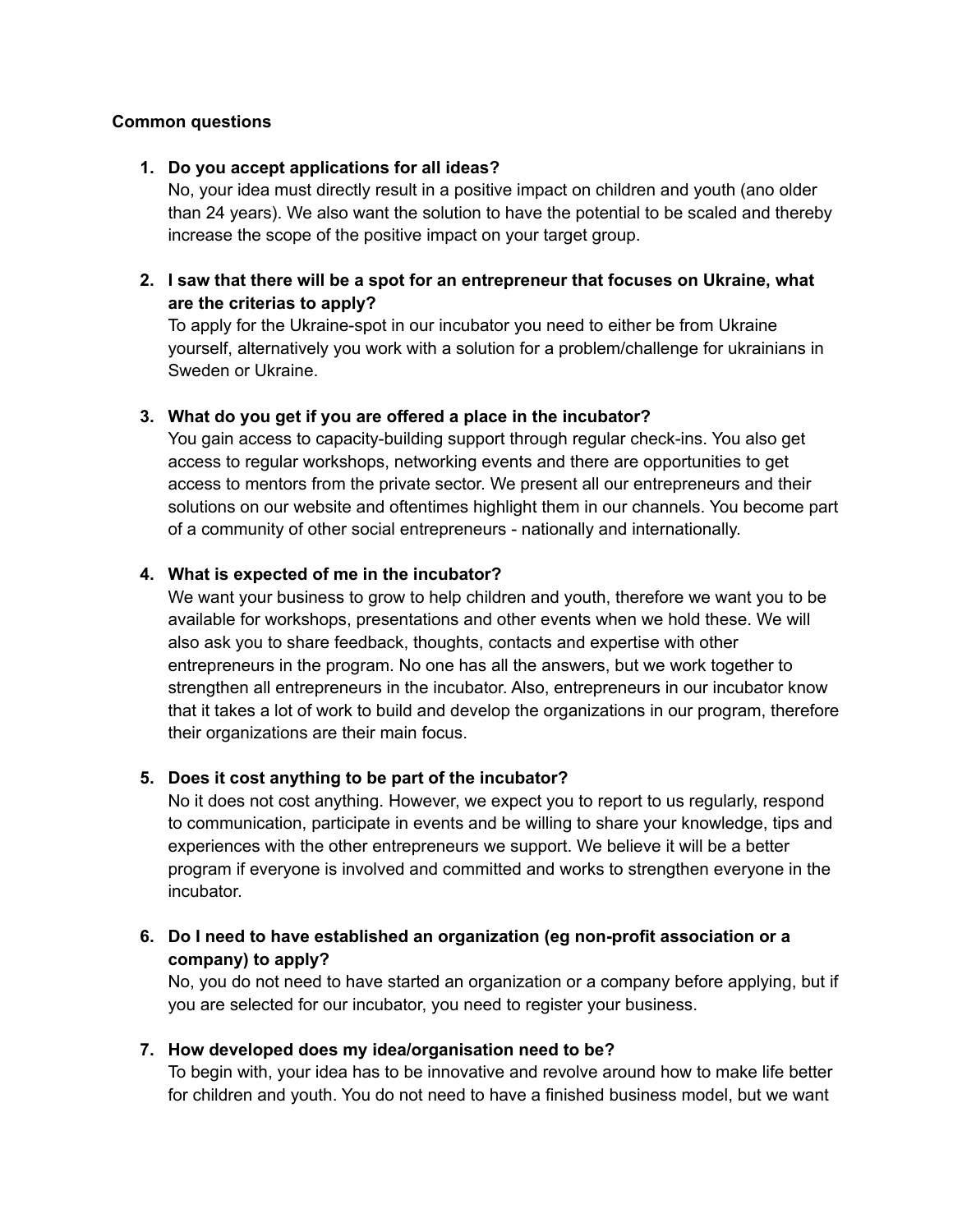**Common questions**

1. **Do you accept applications for all ideas?**
   No, your idea must directly result in a positive impact on children and youth (ano older than 24 years). We also want the solution to have the potential to be scaled and thereby increase the scope of the positive impact on your target group.

2. **I saw that there will be a spot for an entrepreneur that focuses on Ukraine, what are the criterias to apply?**
   To apply for the Ukraine-spot in our incubator you need to either be from Ukraine yourself, alternatively you work with a solution for a problem/challenge for ukrainians in Sweden or Ukraine.

3. **What do you get if you are offered a place in the incubator?**
   You gain access to capacity-building support through regular check-ins. You also get access to regular workshops, networking events and there are opportunities to get access to mentors from the private sector. We present all our entrepreneurs and their solutions on our website and oftentimes highlight them in our channels. You become part of a community of other social entrepreneurs - nationally and internationally.

4. **What is expected of me in the incubator?**
   We want your business to grow to help children and youth, therefore we want you to be available for workshops, presentations and other events when we hold these. We will also ask you to share feedback, thoughts, contacts and expertise with other entrepreneurs in the program. No one has all the answers, but we work together to strengthen all entrepreneurs in the incubator. Also, entrepreneurs in our incubator know that it takes a lot of work to build and develop the organizations in our program, therefore their organizations are their main focus.

5. **Does it cost anything to be part of the incubator?**
   No it does not cost anything. However, we expect you to report to us regularly, respond to communication, participate in events and be willing to share your knowledge, tips and experiences with the other entrepreneurs we support. We believe it will be a better program if everyone is involved and committed and works to strengthen everyone in the incubator.

6. **Do I need to have established an organization (eg non-profit association or a company) to apply?**
   No, you do not need to have started an organization or a company before applying, but if you are selected for our incubator, you need to register your business.

7. **How developed does my idea/organisation need to be?**
   To begin with, your idea has to be innovative and revolve around how to make life better for children and youth. You do not need to have a finished business model, but we want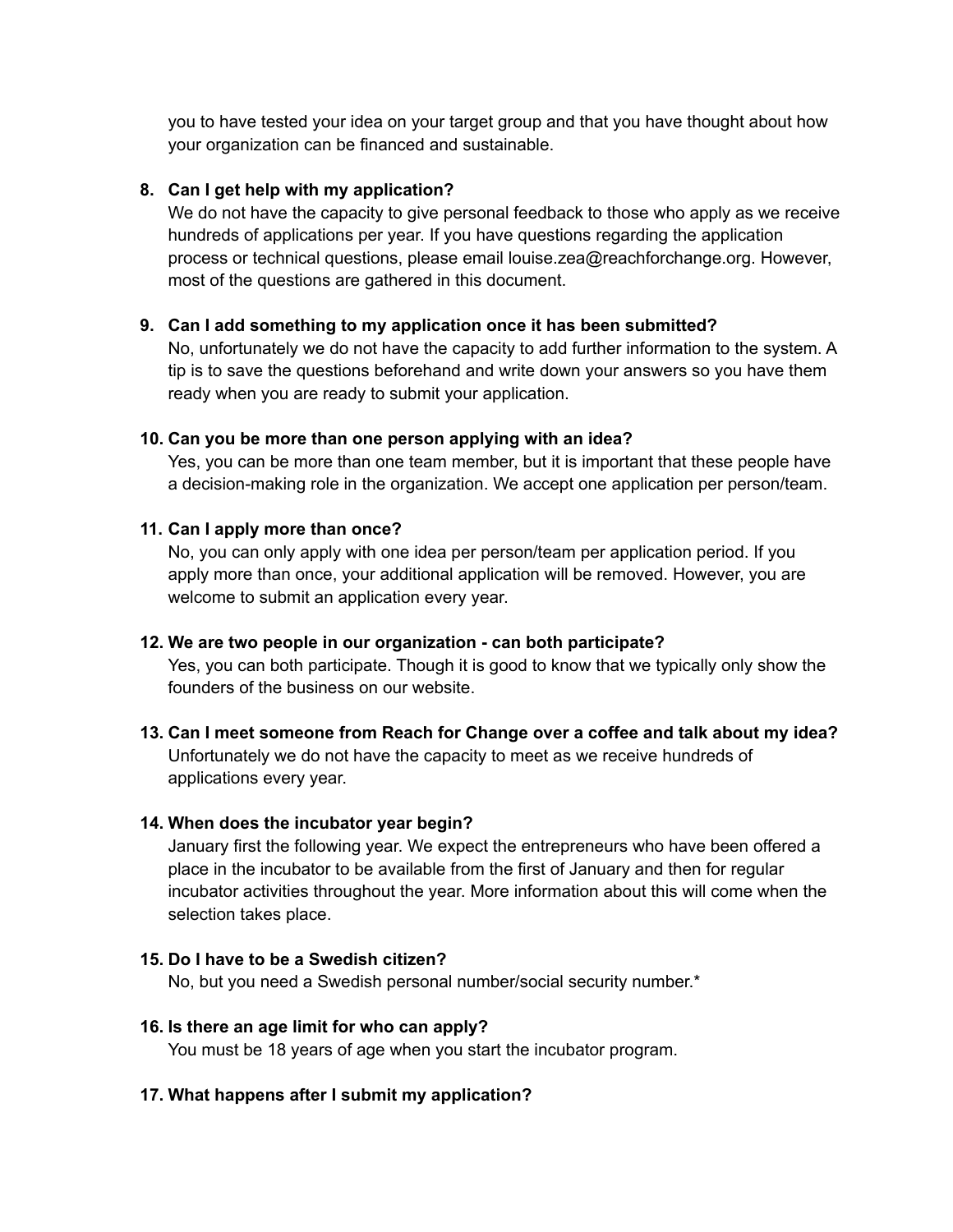you to have tested your idea on your target group and that you have thought about how your organization can be financed and sustainable.

8. **Can I get help with my application?**
   We do not have the capacity to give personal feedback to those who apply as we receive hundreds of applications per year. If you have questions regarding the application process or technical questions, please email louise.zea@reachforchange.org. However, most of the questions are gathered in this document.

9. **Can I add something to my application once it has been submitted?**
   No, unfortunately we do not have the capacity to add further information to the system. A tip is to save the questions beforehand and write down your answers so you have them ready when you are ready to submit your application.

10. **Can you be more than one person applying with an idea?**
    Yes, you can be more than one team member, but it is important that these people have a decision-making role in the organization. We accept one application per person/team.

11. **Can I apply more than once?**
    No, you can only apply with one idea per person/team per application period. If you apply more than once, your additional application will be removed. However, you are welcome to submit an application every year.

12. **We are two people in our organization - can both participate?**
    Yes, you can both participate. Though it is good to know that we typically only show the founders of the business on our website.

13. **Can I meet someone from Reach for Change over a coffee and talk about my idea?**
    Unfortunately we do not have the capacity to meet as we receive hundreds of applications every year.

14. **When does the incubator year begin?**
    January first the following year. We expect the entrepreneurs who have been offered a place in the incubator to be available from the first of January and then for regular incubator activities throughout the year. More information about this will come when the selection takes place.

15. **Do I have to be a Swedish citizen?**
    No, but you need a Swedish personal number/social security number.*

16. **Is there an age limit for who can apply?**
    You must be 18 years of age when you start the incubator program.

17. **What happens after I submit my application?**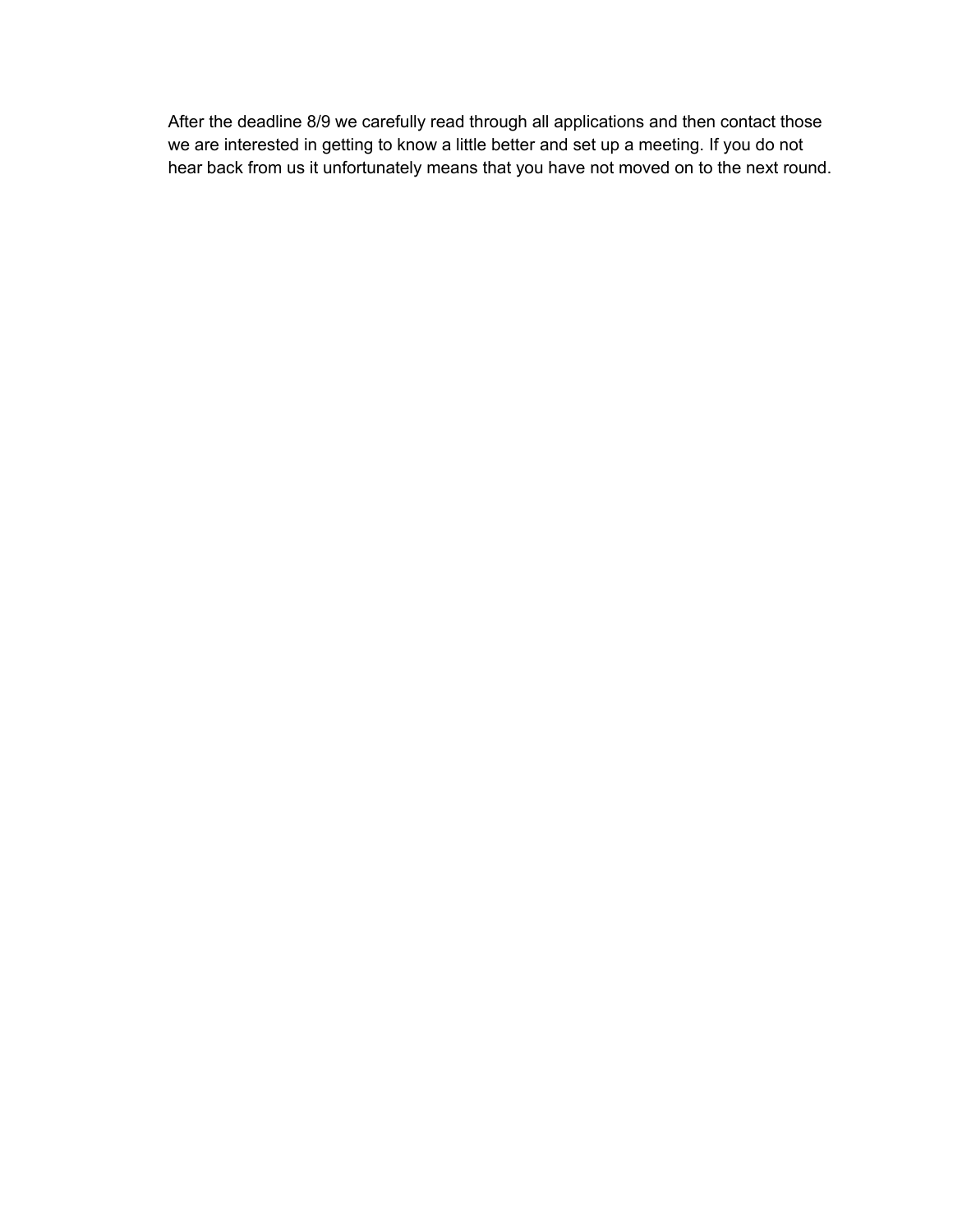After the deadline 8/9 we carefully read through all applications and then contact those we are interested in getting to know a little better and set up a meeting. If you do not hear back from us it unfortunately means that you have not moved on to the next round.